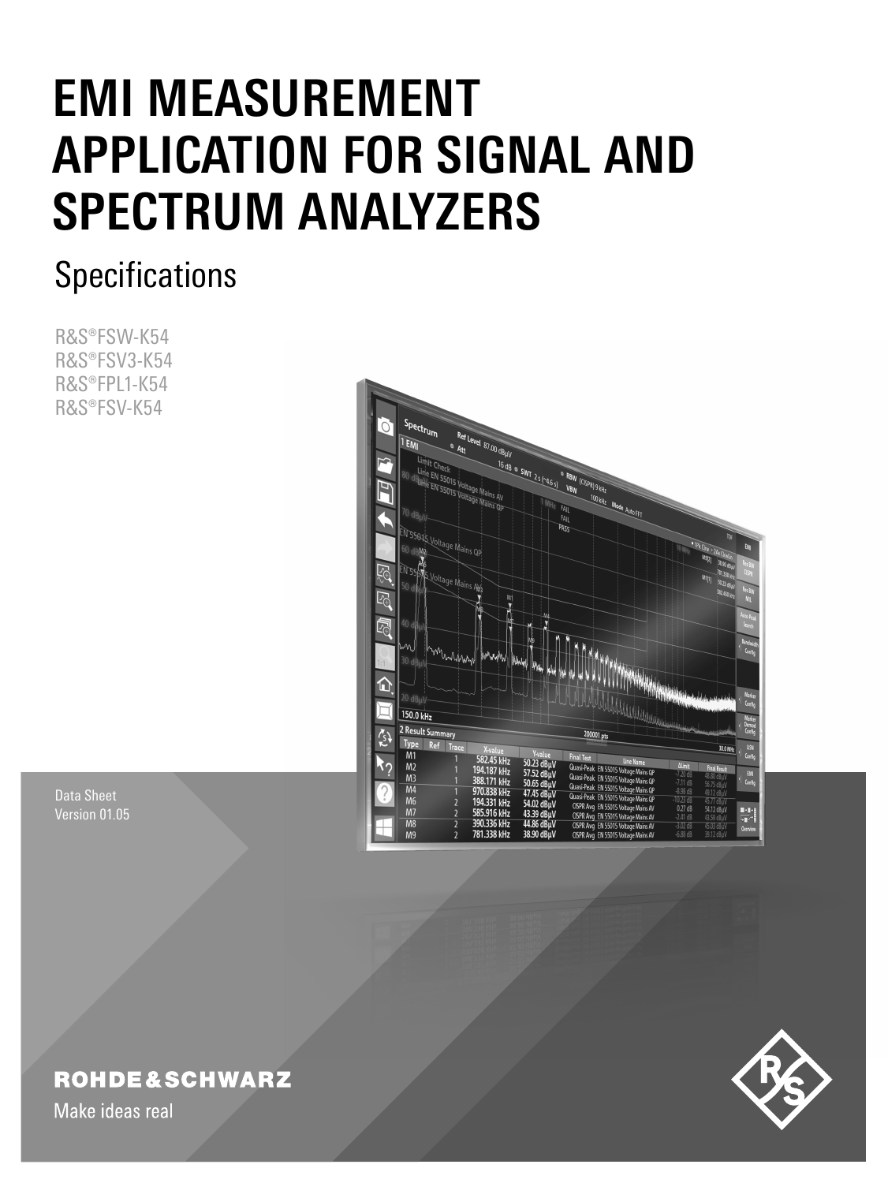# EMI MEASUREMENT APPLICATION FOR SIGNAL AND SPECTRUM ANALYZERS

## Specifications

R&S®FSW-K54
R&S®FSV3-K54
R&S®FPL1-K54
R&S®FSV-K54

Data Sheet
Version 01.05

ROHDE&SCHWARZ

Make ideas real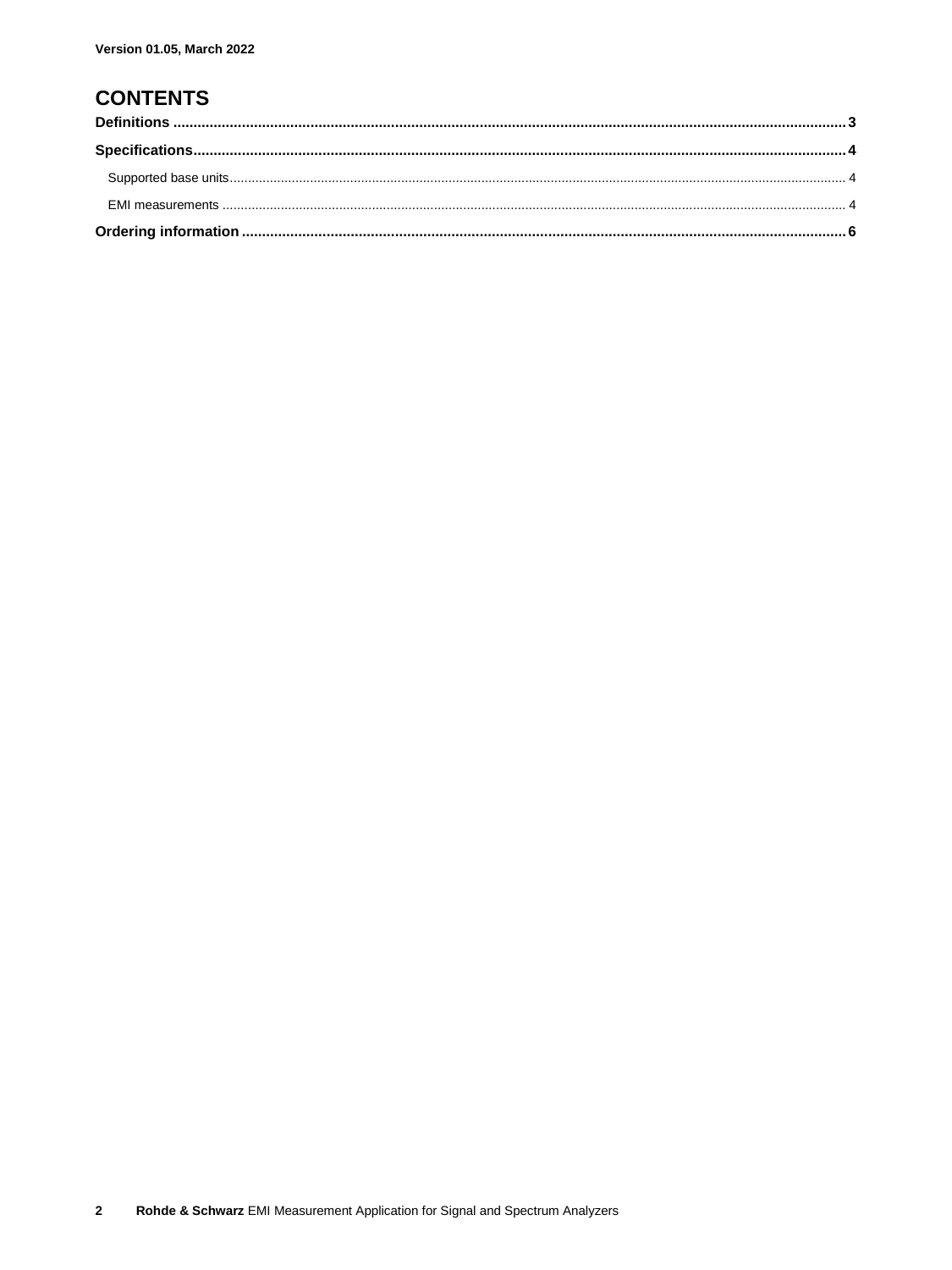Version 01.05, March 2022

# CONTENTS

**Definitions** .................................................................................................................... 3

**Specifications** ................................................................................................................ 4

- Supported base units ..................................................................................................... 4
- EMI measurements ........................................................................................................ 4

**Ordering information** ...................................................................................................... 6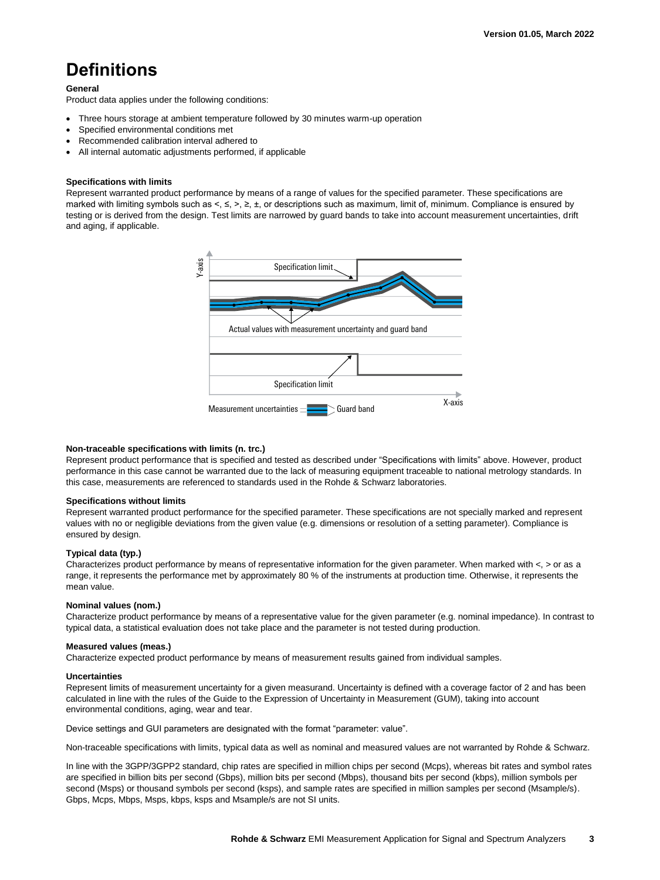# Definitions

**General**

Product data applies under the following conditions:

- Three hours storage at ambient temperature followed by 30 minutes warm-up operation
- Specified environmental conditions met
- Recommended calibration interval adhered to
- All internal automatic adjustments performed, if applicable

**Specifications with limits**

Represent warranted product performance by means of a range of values for the specified parameter. These specifications are marked with limiting symbols such as <, ≤, >, ≥, ±, or descriptions such as maximum, limit of, minimum. Compliance is ensured by testing or is derived from the design. Test limits are narrowed by guard bands to take into account measurement uncertainties, drift and aging, if applicable.

**Non-traceable specifications with limits (n. trc.)**

Represent product performance that is specified and tested as described under "Specifications with limits" above. However, product performance in this case cannot be warranted due to the lack of measuring equipment traceable to national metrology standards. In this case, measurements are referenced to standards used in the Rohde & Schwarz laboratories.

**Specifications without limits**

Represent warranted product performance for the specified parameter. These specifications are not specially marked and represent values with no or negligible deviations from the given value (e.g. dimensions or resolution of a setting parameter). Compliance is ensured by design.

**Typical data (typ.)**

Characterizes product performance by means of representative information for the given parameter. When marked with <, > or as a range, it represents the performance met by approximately 80 % of the instruments at production time. Otherwise, it represents the mean value.

**Nominal values (nom.)**

Characterize product performance by means of a representative value for the given parameter (e.g. nominal impedance). In contrast to typical data, a statistical evaluation does not take place and the parameter is not tested during production.

**Measured values (meas.)**

Characterize expected product performance by means of measurement results gained from individual samples.

**Uncertainties**

Represent limits of measurement uncertainty for a given measurand. Uncertainty is defined with a coverage factor of 2 and has been calculated in line with the rules of the Guide to the Expression of Uncertainty in Measurement (GUM), taking into account environmental conditions, aging, wear and tear.

Device settings and GUI parameters are designated with the format "parameter: value".

Non-traceable specifications with limits, typical data as well as nominal and measured values are not warranted by Rohde & Schwarz.

In line with the 3GPP/3GPP2 standard, chip rates are specified in million chips per second (Mcps), whereas bit rates and symbol rates are specified in billion bits per second (Gbps), million bits per second (Mbps), thousand bits per second (kbps), million symbols per second (Msps) or thousand symbols per second (ksps), and sample rates are specified in million samples per second (Msample/s). Gbps, Mcps, Mbps, Msps, kbps, ksps and Msample/s are not SI units.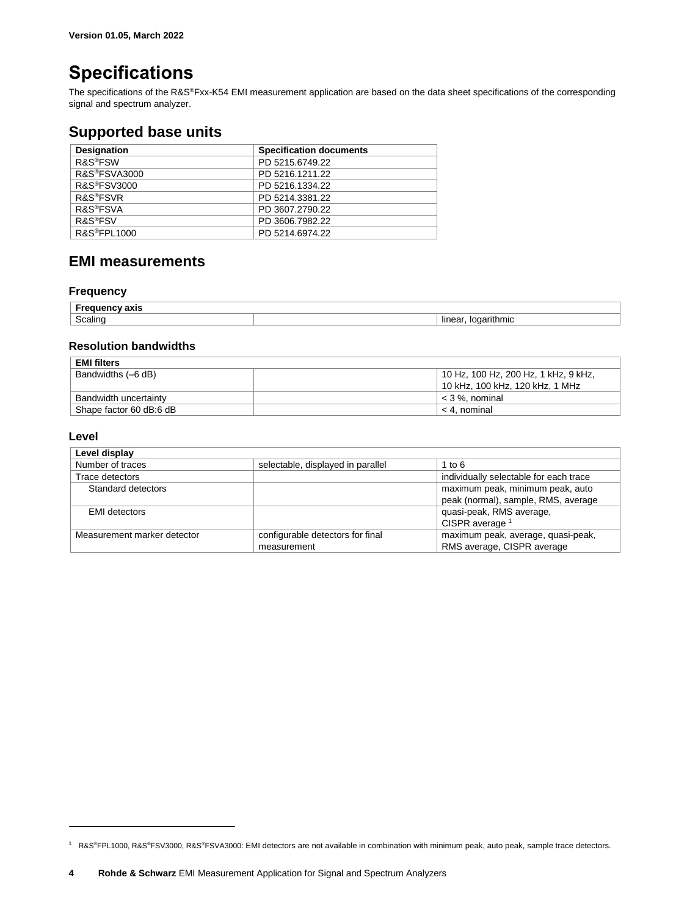Version 01.05, March 2022

# Specifications

The specifications of the R&S®Fxx-K54 EMI measurement application are based on the data sheet specifications of the corresponding signal and spectrum analyzer.

## Supported base units

| Designation | Specification documents |
|---|---|
| R&S®FSW | PD 5215.6749.22 |
| R&S®FSVA3000 | PD 5216.1211.22 |
| R&S®FSV3000 | PD 5216.1334.22 |
| R&S®FSVR | PD 5214.3381.22 |
| R&S®FSVA | PD 3607.2790.22 |
| R&S®FSV | PD 3606.7982.22 |
| R&S®FPL1000 | PD 5214.6974.22 |

## EMI measurements

### Frequency

| Frequency axis | | |
|---|---|---|
| Scaling | | linear, logarithmic |

### Resolution bandwidths

| EMI filters | | |
|---|---|---|
| Bandwidths (–6 dB) | | 10 Hz, 100 Hz, 200 Hz, 1 kHz, 9 kHz, 10 kHz, 100 kHz, 120 kHz, 1 MHz |
| Bandwidth uncertainty | | < 3 %, nominal |
| Shape factor 60 dB:6 dB | | < 4, nominal |

### Level

| Level display | | |
|---|---|---|
| Number of traces | selectable, displayed in parallel | 1 to 6 |
| Trace detectors | | individually selectable for each trace |
| Standard detectors | | maximum peak, minimum peak, auto peak (normal), sample, RMS, average |
| EMI detectors | | quasi-peak, RMS average, CISPR average [1] |
| Measurement marker detector | configurable detectors for final measurement | maximum peak, average, quasi-peak, RMS average, CISPR average |

[1] R&S®FPL1000, R&S®FSV3000, R&S®FSVA3000: EMI detectors are not available in combination with minimum peak, auto peak, sample trace detectors.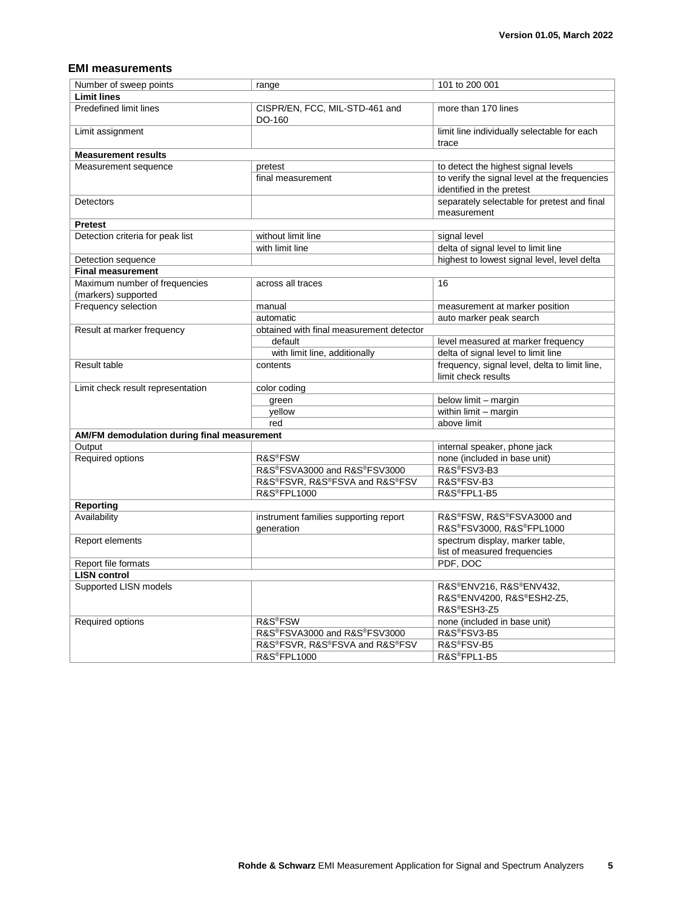## EMI measurements

| Number of sweep points | range | 101 to 200 001 |
|---|---|---|
| **Limit lines** | | |
| Predefined limit lines | CISPR/EN, FCC, MIL-STD-461 and DO-160 | more than 170 lines |
| Limit assignment | | limit line individually selectable for each trace |
| **Measurement results** | | |
| Measurement sequence | pretest | to detect the highest signal levels |
| | final measurement | to verify the signal level at the frequencies identified in the pretest |
| Detectors | | separately selectable for pretest and final measurement |
| **Pretest** | | |
| Detection criteria for peak list | without limit line | signal level |
| | with limit line | delta of signal level to limit line |
| Detection sequence | | highest to lowest signal level, level delta |
| **Final measurement** | | |
| Maximum number of frequencies (markers) supported | across all traces | 16 |
| Frequency selection | manual | measurement at marker position |
| | automatic | auto marker peak search |
| Result at marker frequency | obtained with final measurement detector | |
| | default | level measured at marker frequency |
| | with limit line, additionally | delta of signal level to limit line |
| Result table | contents | frequency, signal level, delta to limit line, limit check results |
| Limit check result representation | color coding | |
| | green | below limit – margin |
| | yellow | within limit – margin |
| | red | above limit |
| **AM/FM demodulation during final measurement** | | |
| Output | | internal speaker, phone jack |
| Required options | R&S®FSW | none (included in base unit) |
| | R&S®FSVA3000 and R&S®FSV3000 | R&S®FSV3-B3 |
| | R&S®FSVR, R&S®FSVA and R&S®FSV | R&S®FSV-B3 |
| | R&S®FPL1000 | R&S®FPL1-B5 |
| **Reporting** | | |
| Availability | instrument families supporting report generation | R&S®FSW, R&S®FSVA3000 and R&S®FSV3000, R&S®FPL1000 |
| Report elements | | spectrum display, marker table, list of measured frequencies |
| Report file formats | | PDF, DOC |
| **LISN control** | | |
| Supported LISN models | | R&S®ENV216, R&S®ENV432, R&S®ENV4200, R&S®ESH2-Z5, R&S®ESH3-Z5 |
| Required options | R&S®FSW | none (included in base unit) |
| | R&S®FSVA3000 and R&S®FSV3000 | R&S®FSV3-B5 |
| | R&S®FSVR, R&S®FSVA and R&S®FSV | R&S®FSV-B5 |
| | R&S®FPL1000 | R&S®FPL1-B5 |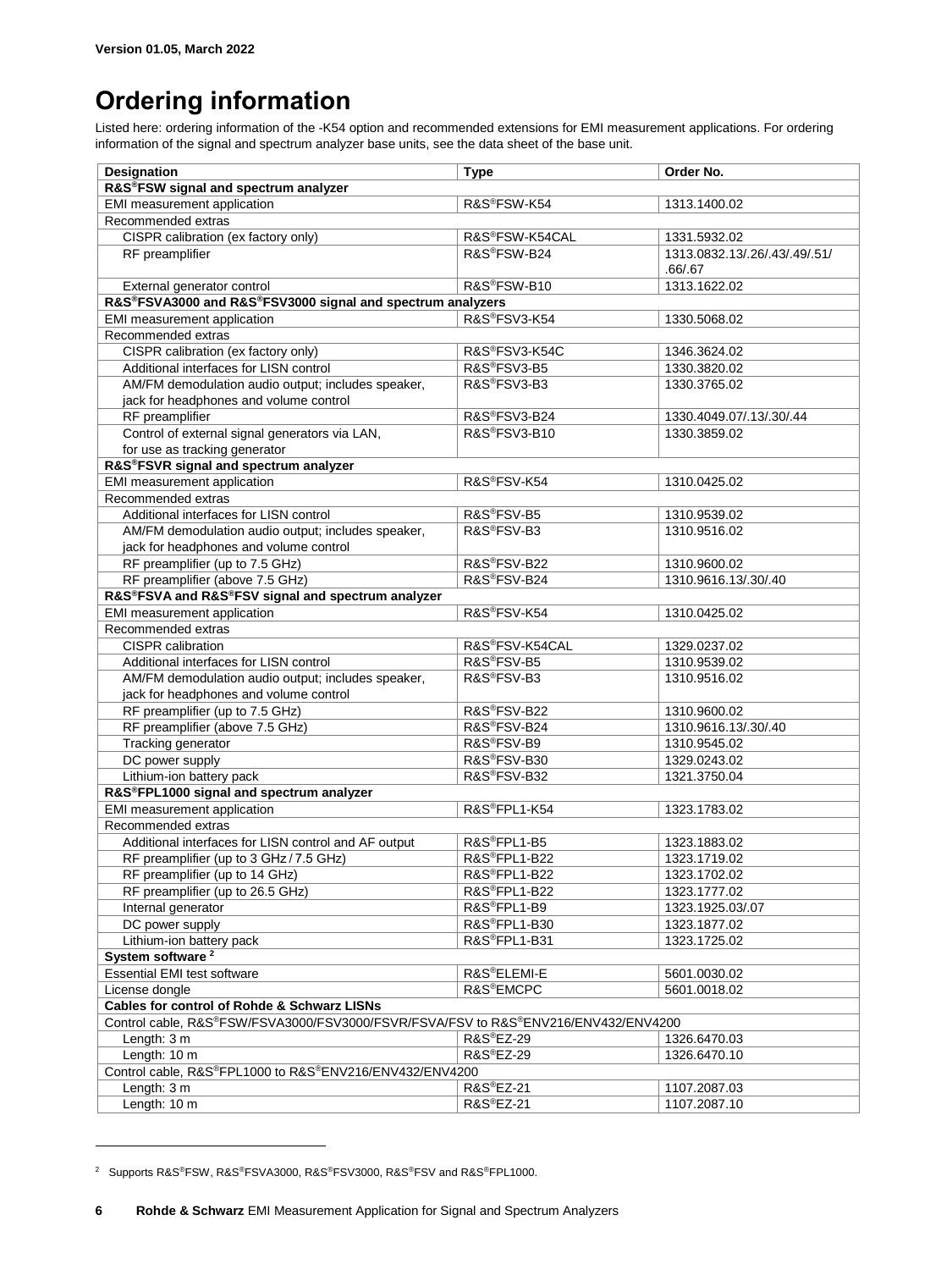# Ordering information

Listed here: ordering information of the -K54 option and recommended extensions for EMI measurement applications. For ordering information of the signal and spectrum analyzer base units, see the data sheet of the base unit.

| Designation | Type | Order No. |
|---|---|---|
| **R&S®FSW signal and spectrum analyzer** | | |
| EMI measurement application | R&S®FSW-K54 | 1313.1400.02 |
| Recommended extras | | |
| CISPR calibration (ex factory only) | R&S®FSW-K54CAL | 1331.5932.02 |
| RF preamplifier | R&S®FSW-B24 | 1313.0832.13/.26/.43/.49/.51/.66/.67 |
| External generator control | R&S®FSW-B10 | 1313.1622.02 |
| **R&S®FSVA3000 and R&S®FSV3000 signal and spectrum analyzers** | | |
| EMI measurement application | R&S®FSV3-K54 | 1330.5068.02 |
| Recommended extras | | |
| CISPR calibration (ex factory only) | R&S®FSV3-K54C | 1346.3624.02 |
| Additional interfaces for LISN control | R&S®FSV3-B5 | 1330.3820.02 |
| AM/FM demodulation audio output; includes speaker, jack for headphones and volume control | R&S®FSV3-B3 | 1330.3765.02 |
| RF preamplifier | R&S®FSV3-B24 | 1330.4049.07/.13/.30/.44 |
| Control of external signal generators via LAN, for use as tracking generator | R&S®FSV3-B10 | 1330.3859.02 |
| **R&S®FSVR signal and spectrum analyzer** | | |
| EMI measurement application | R&S®FSV-K54 | 1310.0425.02 |
| Recommended extras | | |
| Additional interfaces for LISN control | R&S®FSV-B5 | 1310.9539.02 |
| AM/FM demodulation audio output; includes speaker, jack for headphones and volume control | R&S®FSV-B3 | 1310.9516.02 |
| RF preamplifier (up to 7.5 GHz) | R&S®FSV-B22 | 1310.9600.02 |
| RF preamplifier (above 7.5 GHz) | R&S®FSV-B24 | 1310.9616.13/.30/.40 |
| **R&S®FSVA and R&S®FSV signal and spectrum analyzer** | | |
| EMI measurement application | R&S®FSV-K54 | 1310.0425.02 |
| Recommended extras | | |
| CISPR calibration | R&S®FSV-K54CAL | 1329.0237.02 |
| Additional interfaces for LISN control | R&S®FSV-B5 | 1310.9539.02 |
| AM/FM demodulation audio output; includes speaker, jack for headphones and volume control | R&S®FSV-B3 | 1310.9516.02 |
| RF preamplifier (up to 7.5 GHz) | R&S®FSV-B22 | 1310.9600.02 |
| RF preamplifier (above 7.5 GHz) | R&S®FSV-B24 | 1310.9616.13/.30/.40 |
| Tracking generator | R&S®FSV-B9 | 1310.9545.02 |
| DC power supply | R&S®FSV-B30 | 1329.0243.02 |
| Lithium-ion battery pack | R&S®FSV-B32 | 1321.3750.04 |
| **R&S®FPL1000 signal and spectrum analyzer** | | |
| EMI measurement application | R&S®FPL1-K54 | 1323.1783.02 |
| Recommended extras | | |
| Additional interfaces for LISN control and AF output | R&S®FPL1-B5 | 1323.1883.02 |
| RF preamplifier (up to 3 GHz / 7.5 GHz) | R&S®FPL1-B22 | 1323.1719.02 |
| RF preamplifier (up to 14 GHz) | R&S®FPL1-B22 | 1323.1702.02 |
| RF preamplifier (up to 26.5 GHz) | R&S®FPL1-B22 | 1323.1777.02 |
| Internal generator | R&S®FPL1-B9 | 1323.1925.03/.07 |
| DC power supply | R&S®FPL1-B30 | 1323.1877.02 |
| Lithium-ion battery pack | R&S®FPL1-B31 | 1323.1725.02 |
| **System software [2]** | | |
| Essential EMI test software | R&S®ELEMI-E | 5601.0030.02 |
| License dongle | R&S®EMCPC | 5601.0018.02 |
| **Cables for control of Rohde & Schwarz LISNs** | | |
| Control cable, R&S®FSW/FSVA3000/FSV3000/FSVR/FSVA/FSV to R&S®ENV216/ENV432/ENV4200 | | |
| Length: 3 m | R&S®EZ-29 | 1326.6470.03 |
| Length: 10 m | R&S®EZ-29 | 1326.6470.10 |
| Control cable, R&S®FPL1000 to R&S®ENV216/ENV432/ENV4200 | | |
| Length: 3 m | R&S®EZ-21 | 1107.2087.03 |
| Length: 10 m | R&S®EZ-21 | 1107.2087.10 |

[2] Supports R&S®FSW, R&S®FSVA3000, R&S®FSV3000, R&S®FSV and R&S®FPL1000.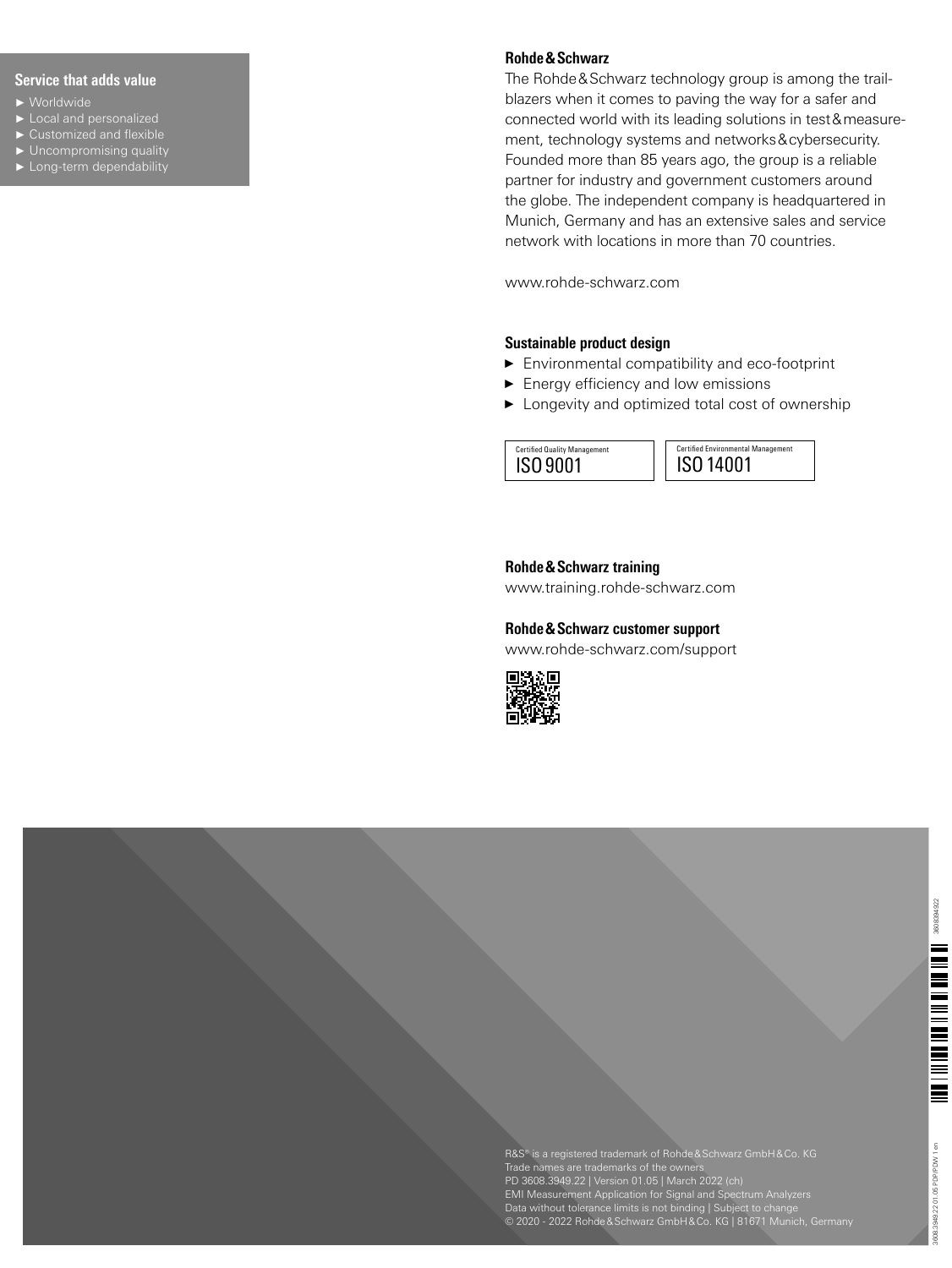## Service that adds value

- Worldwide
- Local and personalized
- Customized and flexible
- Uncompromising quality
- Long-term dependability

## Rohde&Schwarz

The Rohde&Schwarz technology group is among the trail­blazers when it comes to paving the way for a safer and connected world with its leading solutions in test&measure­ment, technology systems and networks&cybersecurity. Founded more than 85 years ago, the group is a reliable partner for industry and government customers around the globe. The independent company is headquartered in Munich, Germany and has an extensive sales and service network with locations in more than 70 countries.

www.rohde-schwarz.com

## Sustainable product design

- Environmental compatibility and eco-footprint
- Energy efficiency and low emissions
- Longevity and optimized total cost of ownership

Certified Quality Management
ISO 9001

Certified Environmental Management
ISO 14001

## Rohde&Schwarz training

www.training.rohde-schwarz.com

## Rohde&Schwarz customer support

www.rohde-schwarz.com/support

R&S® is a registered trademark of Rohde&Schwarz GmbH&Co. KG
Trade names are trademarks of the owners
PD 3608.3949.22 | Version 01.05 | March 2022 (ch)
EMI Measurement Application for Signal and Spectrum Analyzers
Data without tolerance limits is not binding | Subject to change
© 2020 - 2022 Rohde&Schwarz GmbH&Co. KG | 81671 Munich, Germany

3608.3949.22 01.05 PDP/PDW 1 en